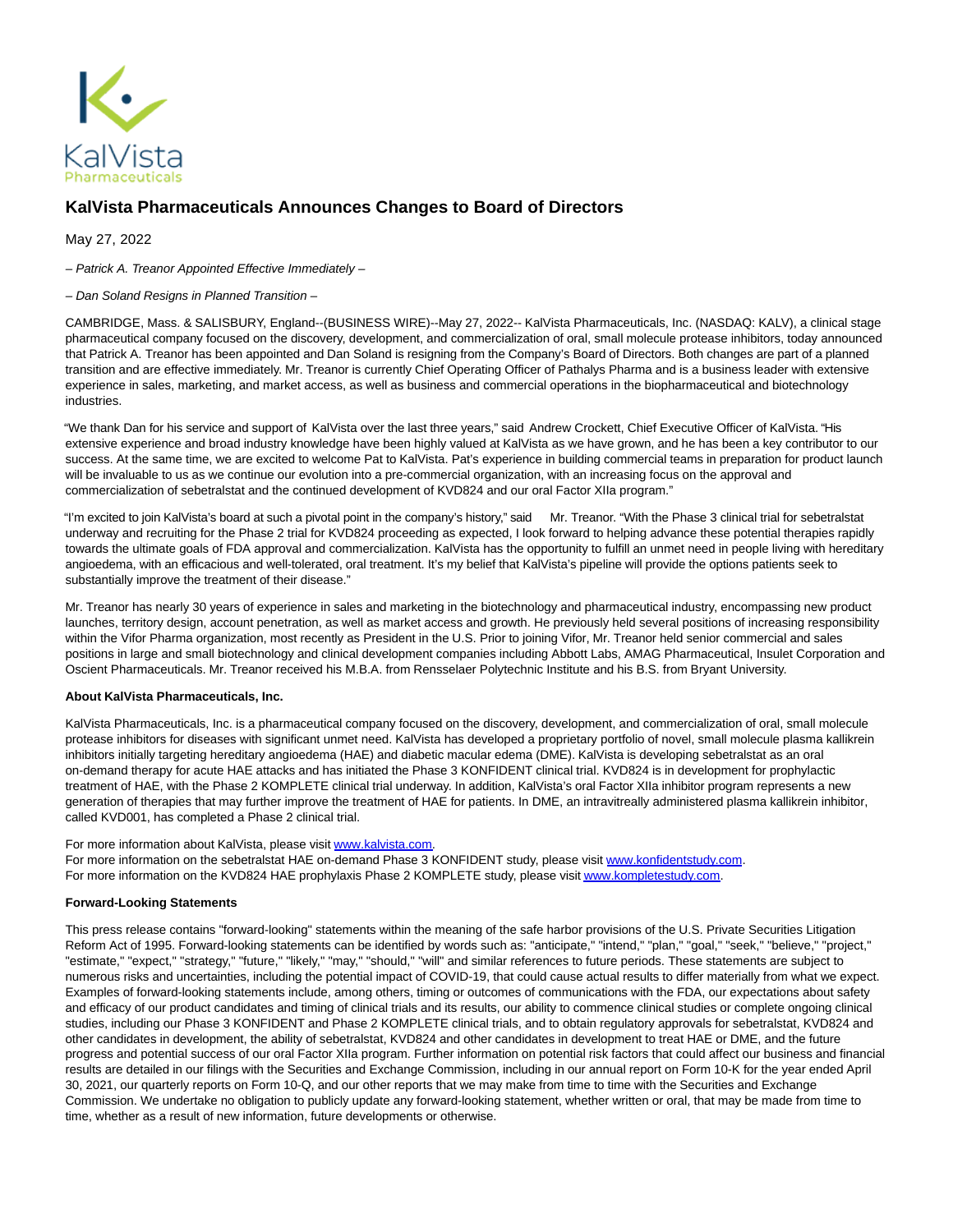# KalVista Pharmaceuticals Announces Changes to Board of Directors

May 27, 2022

*– Patrick A. Treanor Appointed Effective Immediately –*

*– Dan Soland Resigns in Planned Transition –*

CAMBRIDGE, Mass. & SALISBURY, England--(BUSINESS WIRE)--May 27, 2022-- KalVista Pharmaceuticals, Inc. (NASDAQ: KALV), a clinical stage pharmaceutical company focused on the discovery, development, and commercialization of oral, small molecule protease inhibitors, today announced that Patrick A. Treanor has been appointed and Dan Soland is resigning from the Company's Board of Directors. Both changes are part of a planned transition and are effective immediately. Mr. Treanor is currently Chief Operating Officer of Pathalys Pharma and is a business leader with extensive experience in sales, marketing, and market access, as well as business and commercial operations in the biopharmaceutical and biotechnology industries.

"We thank Dan for his service and support of KalVista over the last three years," said Andrew Crockett, Chief Executive Officer of KalVista. "His extensive experience and broad industry knowledge have been highly valued at KalVista as we have grown, and he has been a key contributor to our success. At the same time, we are excited to welcome Pat to KalVista. Pat's experience in building commercial teams in preparation for product launch will be invaluable to us as we continue our evolution into a pre-commercial organization, with an increasing focus on the approval and commercialization of sebetralstat and the continued development of KVD824 and our oral Factor XIIa program."

"I'm excited to join KalVista's board at such a pivotal point in the company's history," said Mr. Treanor. "With the Phase 3 clinical trial for sebetralstat underway and recruiting for the Phase 2 trial for KVD824 proceeding as expected, I look forward to helping advance these potential therapies rapidly towards the ultimate goals of FDA approval and commercialization. KalVista has the opportunity to fulfill an unmet need in people living with hereditary angioedema, with an efficacious and well-tolerated, oral treatment. It's my belief that KalVista's pipeline will provide the options patients seek to substantially improve the treatment of their disease."

Mr. Treanor has nearly 30 years of experience in sales and marketing in the biotechnology and pharmaceutical industry, encompassing new product launches, territory design, account penetration, as well as market access and growth. He previously held several positions of increasing responsibility within the Vifor Pharma organization, most recently as President in the U.S. Prior to joining Vifor, Mr. Treanor held senior commercial and sales positions in large and small biotechnology and clinical development companies including Abbott Labs, AMAG Pharmaceutical, Insulet Corporation and Oscient Pharmaceuticals. Mr. Treanor received his M.B.A. from Rensselaer Polytechnic Institute and his B.S. from Bryant University.

**About KalVista Pharmaceuticals, Inc.**

KalVista Pharmaceuticals, Inc. is a pharmaceutical company focused on the discovery, development, and commercialization of oral, small molecule protease inhibitors for diseases with significant unmet need. KalVista has developed a proprietary portfolio of novel, small molecule plasma kallikrein inhibitors initially targeting hereditary angioedema (HAE) and diabetic macular edema (DME). KalVista is developing sebetralstat as an oral on-demand therapy for acute HAE attacks and has initiated the Phase 3 KONFIDENT clinical trial. KVD824 is in development for prophylactic treatment of HAE, with the Phase 2 KOMPLETE clinical trial underway. In addition, KalVista's oral Factor XIIa inhibitor program represents a new generation of therapies that may further improve the treatment of HAE for patients. In DME, an intravitreally administered plasma kallikrein inhibitor, called KVD001, has completed a Phase 2 clinical trial.

For more information about KalVista, please visit www.kalvista.com.
For more information on the sebetralstat HAE on-demand Phase 3 KONFIDENT study, please visit www.konfidentstudy.com.
For more information on the KVD824 HAE prophylaxis Phase 2 KOMPLETE study, please visit www.kompletestudy.com.

**Forward-Looking Statements**

This press release contains "forward-looking" statements within the meaning of the safe harbor provisions of the U.S. Private Securities Litigation Reform Act of 1995. Forward-looking statements can be identified by words such as: "anticipate," "intend," "plan," "goal," "seek," "believe," "project," "estimate," "expect," "strategy," "future," "likely," "may," "should," "will" and similar references to future periods. These statements are subject to numerous risks and uncertainties, including the potential impact of COVID-19, that could cause actual results to differ materially from what we expect. Examples of forward-looking statements include, among others, timing or outcomes of communications with the FDA, our expectations about safety and efficacy of our product candidates and timing of clinical trials and its results, our ability to commence clinical studies or complete ongoing clinical studies, including our Phase 3 KONFIDENT and Phase 2 KOMPLETE clinical trials, and to obtain regulatory approvals for sebetralstat, KVD824 and other candidates in development, the ability of sebetralstat, KVD824 and other candidates in development to treat HAE or DME, and the future progress and potential success of our oral Factor XIIa program. Further information on potential risk factors that could affect our business and financial results are detailed in our filings with the Securities and Exchange Commission, including in our annual report on Form 10-K for the year ended April 30, 2021, our quarterly reports on Form 10-Q, and our other reports that we may make from time to time with the Securities and Exchange Commission. We undertake no obligation to publicly update any forward-looking statement, whether written or oral, that may be made from time to time, whether as a result of new information, future developments or otherwise.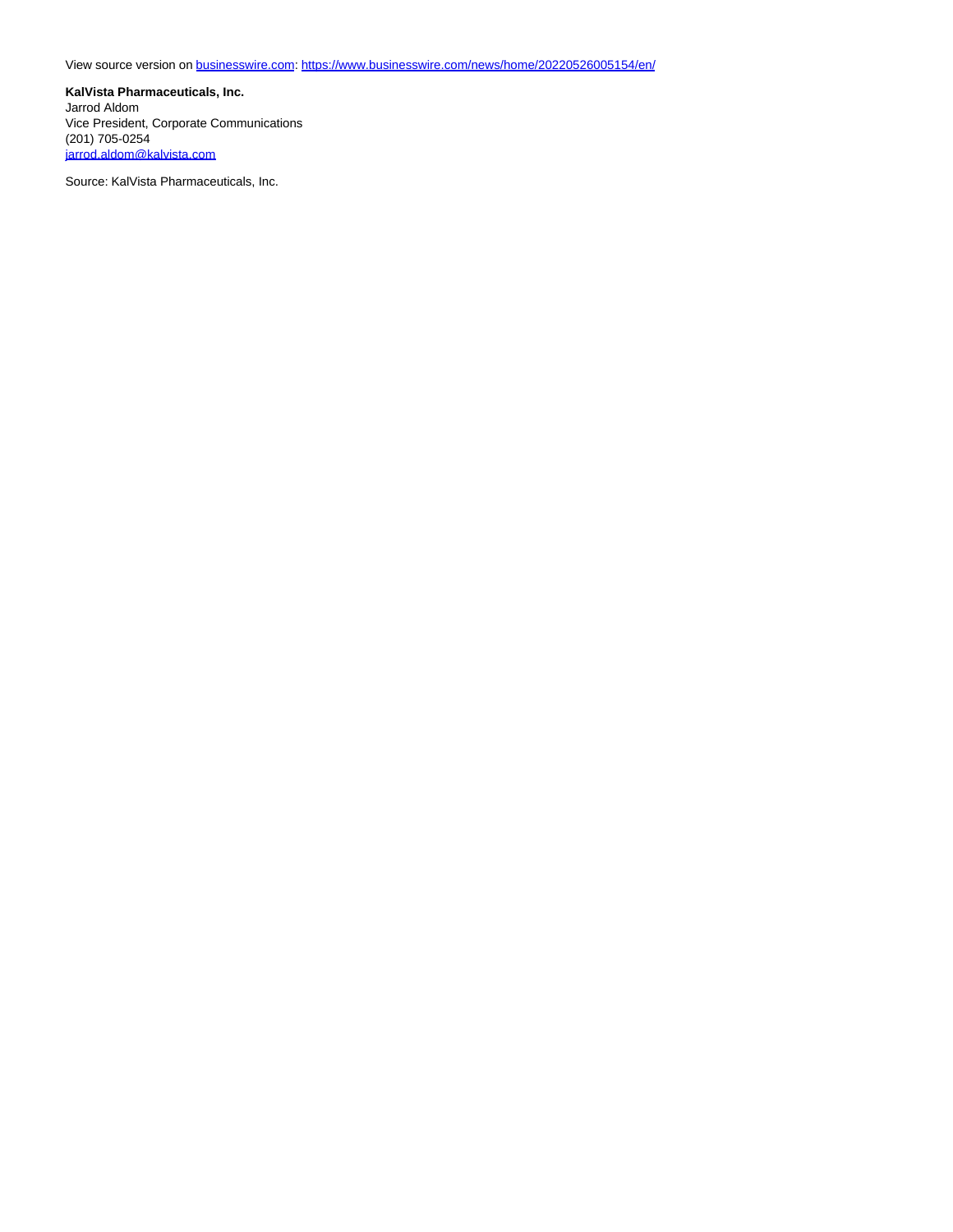View source version on businesswire.com: https://www.businesswire.com/news/home/20220526005154/en/

**KalVista Pharmaceuticals, Inc.**
Jarrod Aldom
Vice President, Corporate Communications
(201) 705-0254
jarrod.aldom@kalvista.com

Source: KalVista Pharmaceuticals, Inc.